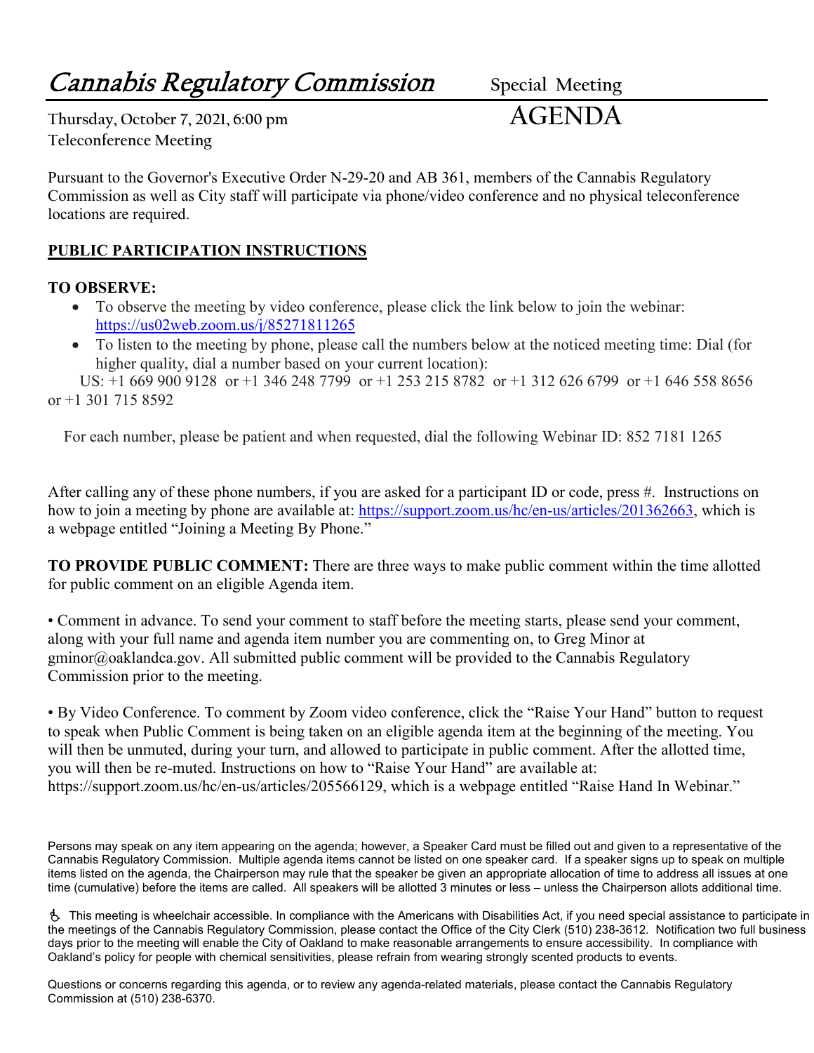# Cannabis Regulatory Commission

**Special Meeting**

**Thursday, October 7, 2021, 6:00 pm**
**Teleconference Meeting**

# AGENDA

Pursuant to the Governor's Executive Order N-29-20 and AB 361, members of the Cannabis Regulatory Commission as well as City staff will participate via phone/video conference and no physical teleconference locations are required.

## PUBLIC PARTICIPATION INSTRUCTIONS

**TO OBSERVE:**

- To observe the meeting by video conference, please click the link below to join the webinar: https://us02web.zoom.us/j/85271811265
- To listen to the meeting by phone, please call the numbers below at the noticed meeting time: Dial (for higher quality, dial a number based on your current location):

US: +1 669 900 9128 or +1 346 248 7799 or +1 253 215 8782 or +1 312 626 6799 or +1 646 558 8656 or +1 301 715 8592

For each number, please be patient and when requested, dial the following Webinar ID: 852 7181 1265

After calling any of these phone numbers, if you are asked for a participant ID or code, press #. Instructions on how to join a meeting by phone are available at: https://support.zoom.us/hc/en-us/articles/201362663, which is a webpage entitled "Joining a Meeting By Phone."

**TO PROVIDE PUBLIC COMMENT:** There are three ways to make public comment within the time allotted for public comment on an eligible Agenda item.

• Comment in advance. To send your comment to staff before the meeting starts, please send your comment, along with your full name and agenda item number you are commenting on, to Greg Minor at gminor@oaklandca.gov. All submitted public comment will be provided to the Cannabis Regulatory Commission prior to the meeting.

• By Video Conference. To comment by Zoom video conference, click the "Raise Your Hand" button to request to speak when Public Comment is being taken on an eligible agenda item at the beginning of the meeting. You will then be unmuted, during your turn, and allowed to participate in public comment. After the allotted time, you will then be re-muted. Instructions on how to "Raise Your Hand" are available at: https://support.zoom.us/hc/en-us/articles/205566129, which is a webpage entitled "Raise Hand In Webinar."

Persons may speak on any item appearing on the agenda; however, a Speaker Card must be filled out and given to a representative of the Cannabis Regulatory Commission. Multiple agenda items cannot be listed on one speaker card. If a speaker signs up to speak on multiple items listed on the agenda, the Chairperson may rule that the speaker be given an appropriate allocation of time to address all issues at one time (cumulative) before the items are called. All speakers will be allotted 3 minutes or less – unless the Chairperson allots additional time.

♿ This meeting is wheelchair accessible. In compliance with the Americans with Disabilities Act, if you need special assistance to participate in the meetings of the Cannabis Regulatory Commission, please contact the Office of the City Clerk (510) 238-3612. Notification two full business days prior to the meeting will enable the City of Oakland to make reasonable arrangements to ensure accessibility. In compliance with Oakland's policy for people with chemical sensitivities, please refrain from wearing strongly scented products to events.

Questions or concerns regarding this agenda, or to review any agenda-related materials, please contact the Cannabis Regulatory Commission at (510) 238-6370.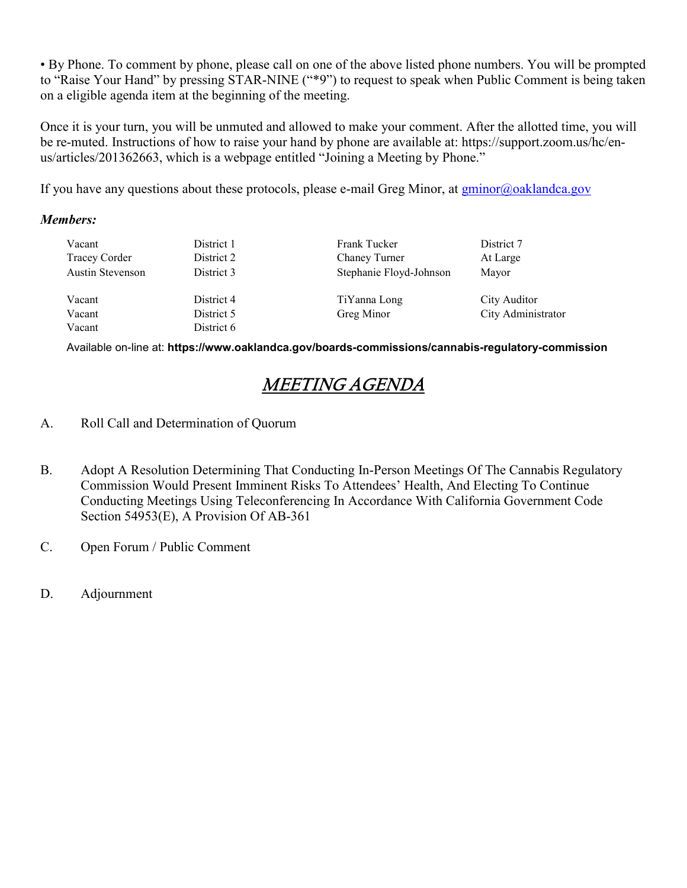• By Phone. To comment by phone, please call on one of the above listed phone numbers. You will be prompted to “Raise Your Hand” by pressing STAR-NINE (“*9”) to request to speak when Public Comment is being taken on a eligible agenda item at the beginning of the meeting.

Once it is your turn, you will be unmuted and allowed to make your comment. After the allotted time, you will be re-muted. Instructions of how to raise your hand by phone are available at: https://support.zoom.us/hc/en-us/articles/201362663, which is a webpage entitled “Joining a Meeting by Phone.”

If you have any questions about these protocols, please e-mail Greg Minor, at gminor@oaklandca.gov

***Members:***

| | | | |
|---|---|---|---|
| Vacant | District 1 | Frank Tucker | District 7 |
| Tracey Corder | District 2 | Chaney Turner | At Large |
| Austin Stevenson | District 3 | Stephanie Floyd-Johnson | Mayor |
| Vacant | District 4 | TiYanna Long | City Auditor |
| Vacant | District 5 | Greg Minor | City Administrator |
| Vacant | District 6 | | |

Available on-line at: **https://www.oaklandca.gov/boards-commissions/cannabis-regulatory-commission**

# *MEETING AGENDA*

A. Roll Call and Determination of Quorum

B. Adopt A Resolution Determining That Conducting In-Person Meetings Of The Cannabis Regulatory Commission Would Present Imminent Risks To Attendees’ Health, And Electing To Continue Conducting Meetings Using Teleconferencing In Accordance With California Government Code Section 54953(E), A Provision Of AB-361

C. Open Forum / Public Comment

D. Adjournment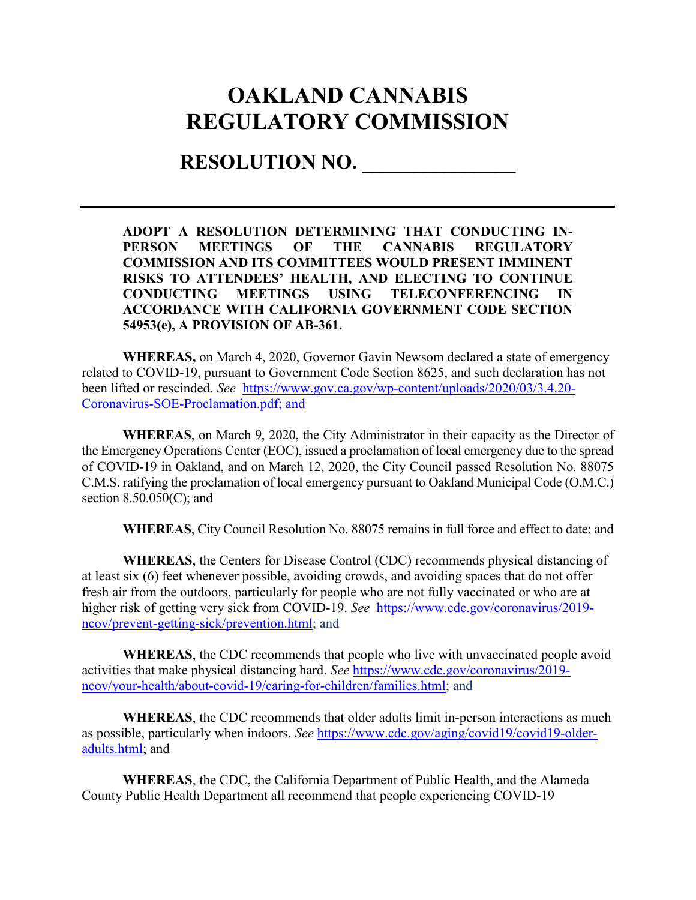# OAKLAND CANNABIS REGULATORY COMMISSION

## RESOLUTION NO. _______________

---

**ADOPT A RESOLUTION DETERMINING THAT CONDUCTING IN-PERSON MEETINGS OF THE CANNABIS REGULATORY COMMISSION AND ITS COMMITTEES WOULD PRESENT IMMINENT RISKS TO ATTENDEES' HEALTH, AND ELECTING TO CONTINUE CONDUCTING MEETINGS USING TELECONFERENCING IN ACCORDANCE WITH CALIFORNIA GOVERNMENT CODE SECTION 54953(e), A PROVISION OF AB-361.**

**WHEREAS,** on March 4, 2020, Governor Gavin Newsom declared a state of emergency related to COVID-19, pursuant to Government Code Section 8625, and such declaration has not been lifted or rescinded. *See* https://www.gov.ca.gov/wp-content/uploads/2020/03/3.4.20-Coronavirus-SOE-Proclamation.pdf; and

**WHEREAS**, on March 9, 2020, the City Administrator in their capacity as the Director of the Emergency Operations Center (EOC), issued a proclamation of local emergency due to the spread of COVID-19 in Oakland, and on March 12, 2020, the City Council passed Resolution No. 88075 C.M.S. ratifying the proclamation of local emergency pursuant to Oakland Municipal Code (O.M.C.) section 8.50.050(C); and

**WHEREAS**, City Council Resolution No. 88075 remains in full force and effect to date; and

**WHEREAS**, the Centers for Disease Control (CDC) recommends physical distancing of at least six (6) feet whenever possible, avoiding crowds, and avoiding spaces that do not offer fresh air from the outdoors, particularly for people who are not fully vaccinated or who are at higher risk of getting very sick from COVID-19. *See* https://www.cdc.gov/coronavirus/2019-ncov/prevent-getting-sick/prevention.html; and

**WHEREAS**, the CDC recommends that people who live with unvaccinated people avoid activities that make physical distancing hard. *See* https://www.cdc.gov/coronavirus/2019-ncov/your-health/about-covid-19/caring-for-children/families.html; and

**WHEREAS**, the CDC recommends that older adults limit in-person interactions as much as possible, particularly when indoors. *See* https://www.cdc.gov/aging/covid19/covid19-older-adults.html; and

**WHEREAS**, the CDC, the California Department of Public Health, and the Alameda County Public Health Department all recommend that people experiencing COVID-19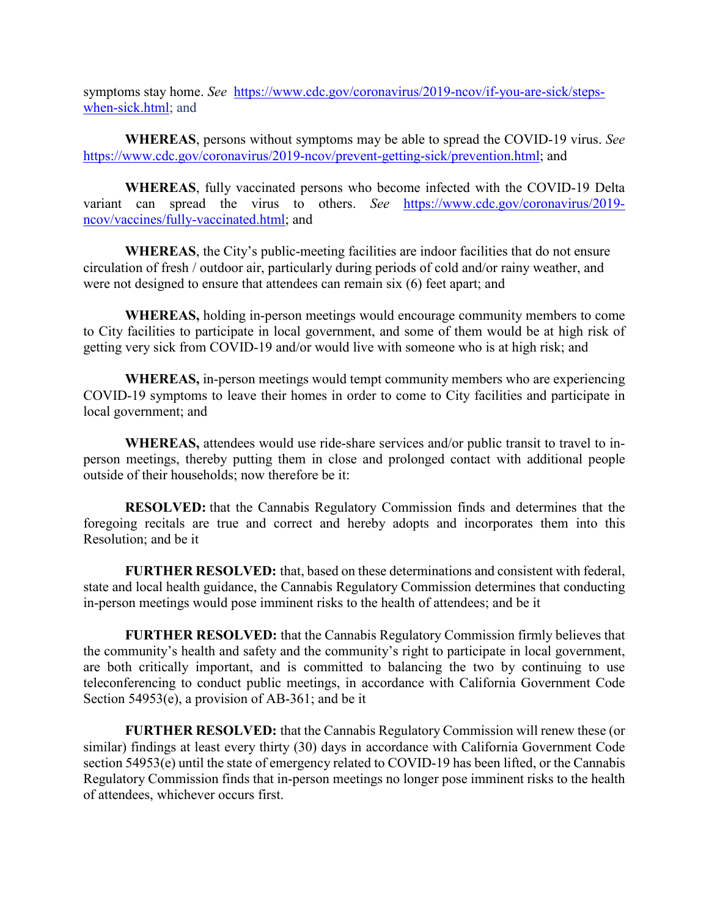symptoms stay home. *See* https://www.cdc.gov/coronavirus/2019-ncov/if-you-are-sick/steps-when-sick.html; and

**WHEREAS**, persons without symptoms may be able to spread the COVID-19 virus. *See* https://www.cdc.gov/coronavirus/2019-ncov/prevent-getting-sick/prevention.html; and

**WHEREAS**, fully vaccinated persons who become infected with the COVID-19 Delta variant can spread the virus to others. *See* https://www.cdc.gov/coronavirus/2019-ncov/vaccines/fully-vaccinated.html; and

**WHEREAS**, the City's public-meeting facilities are indoor facilities that do not ensure circulation of fresh / outdoor air, particularly during periods of cold and/or rainy weather, and were not designed to ensure that attendees can remain six (6) feet apart; and

**WHEREAS,** holding in-person meetings would encourage community members to come to City facilities to participate in local government, and some of them would be at high risk of getting very sick from COVID-19 and/or would live with someone who is at high risk; and

**WHEREAS,** in-person meetings would tempt community members who are experiencing COVID-19 symptoms to leave their homes in order to come to City facilities and participate in local government; and

**WHEREAS,** attendees would use ride-share services and/or public transit to travel to in-person meetings, thereby putting them in close and prolonged contact with additional people outside of their households; now therefore be it:

**RESOLVED:** that the Cannabis Regulatory Commission finds and determines that the foregoing recitals are true and correct and hereby adopts and incorporates them into this Resolution; and be it

**FURTHER RESOLVED:** that, based on these determinations and consistent with federal, state and local health guidance, the Cannabis Regulatory Commission determines that conducting in-person meetings would pose imminent risks to the health of attendees; and be it

**FURTHER RESOLVED:** that the Cannabis Regulatory Commission firmly believes that the community's health and safety and the community's right to participate in local government, are both critically important, and is committed to balancing the two by continuing to use teleconferencing to conduct public meetings, in accordance with California Government Code Section 54953(e), a provision of AB-361; and be it

**FURTHER RESOLVED:** that the Cannabis Regulatory Commission will renew these (or similar) findings at least every thirty (30) days in accordance with California Government Code section 54953(e) until the state of emergency related to COVID-19 has been lifted, or the Cannabis Regulatory Commission finds that in-person meetings no longer pose imminent risks to the health of attendees, whichever occurs first.